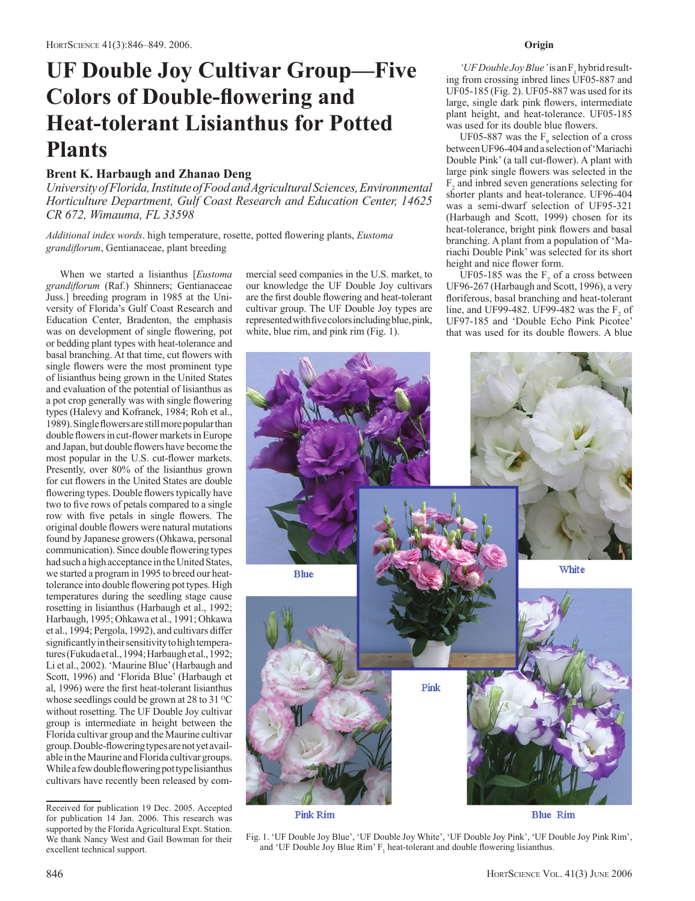# UF Double Joy Cultivar Group—Five Colors of Double-flowering and Heat-tolerant Lisianthus for Potted Plants

**Brent K. Harbaugh and Zhanao Deng**

*University of Florida, Institute of Food and Agricultural Sciences, Environmental Horticulture Department, Gulf Coast Research and Education Center, 14625 CR 672, Wimauma, FL 33598*

*Additional index words*. high temperature, rosette, potted flowering plants, *Eustoma grandiflorum*, Gentianaceae, plant breeding

When we started a lisianthus [*Eustoma grandiflorum* (Raf.) Shinners; Gentianaceae Juss.] breeding program in 1985 at the University of Florida's Gulf Coast Research and Education Center, Bradenton, the emphasis was on development of single flowering, pot or bedding plant types with heat-tolerance and basal branching. At that time, cut flowers with single flowers were the most prominent type of lisianthus being grown in the United States and evaluation of the potential of lisianthus as a pot crop generally was with single flowering types (Halevy and Kofranek, 1984; Roh et al., 1989). Single flowers are still more popular than double flowers in cut-flower markets in Europe and Japan, but double flowers have become the most popular in the U.S. cut-flower markets. Presently, over 80% of the lisianthus grown for cut flowers in the United States are double flowering types. Double flowers typically have two to five rows of petals compared to a single row with five petals in single flowers. The original double flowers were natural mutations found by Japanese growers (Ohkawa, personal communication). Since double flowering types had such a high acceptance in the United States, we started a program in 1995 to breed our heat-tolerance into double flowering pot types. High temperatures during the seedling stage cause rosetting in lisianthus (Harbaugh et al., 1992; Harbaugh, 1995; Ohkawa et al., 1991; Ohkawa et al., 1994; Pergola, 1992), and cultivars differ significantly in their sensitivity to high temperatures (Fukuda et al., 1994; Harbaugh et al., 1992; Li et al., 2002). 'Maurine Blue' (Harbaugh and Scott, 1996) and 'Florida Blue' (Harbaugh et al, 1996) were the first heat-tolerant lisianthus whose seedlings could be grown at 28 to 31 °C without rosetting. The UF Double Joy cultivar group is intermediate in height between the Florida cultivar group and the Maurine cultivar group. Double-flowering types are not yet available in the Maurine and Florida cultivar groups. While a few double flowering pot type lisianthus cultivars have recently been released by commercial seed companies in the U.S. market, to our knowledge the UF Double Joy cultivars are the first double flowering and heat-tolerant cultivar group. The UF Double Joy types are represented with five colors including blue, pink, white, blue rim, and pink rim (Fig. 1).

Received for publication 19 Dec. 2005. Accepted for publication 14 Jan. 2006. This research was supported by the Florida Agricultural Expt. Station. We thank Nancy West and Gail Bowman for their excellent technical support.

## Origin

*'UF Double Joy Blue'* is an $F_1$ hybrid resulting from crossing inbred lines UF05-887 and UF05-185 (Fig. 2). UF05-887 was used for its large, single dark pink flowers, intermediate plant height, and heat-tolerance. UF05-185 was used for its double blue flowers.

UF05-887 was the $F_9$ selection of a cross between UF96-404 and a selection of 'Mariachi Double Pink' (a tall cut-flower). A plant with large pink single flowers was selected in the $F_2$ and inbred seven generations selecting for shorter plants and heat-tolerance. UF96-404 was a semi-dwarf selection of UF95-321 (Harbaugh and Scott, 1999) chosen for its heat-tolerance, bright pink flowers and basal branching. A plant from a population of 'Mariachi Double Pink' was selected for its short height and nice flower form.

UF05-185 was the $F_7$ of a cross between UF96-267 (Harbaugh and Scott, 1996), a very floriferous, basal branching and heat-tolerant line, and UF99-482. UF99-482 was the $F_2$ of UF97-185 and 'Double Echo Pink Picotee' that was used for its double flowers. A blue

Blue

White

Pink

Pink Rim

Blue Rim

Fig. 1. 'UF Double Joy Blue', 'UF Double Joy White', 'UF Double Joy Pink', 'UF Double Joy Pink Rim', and 'UF Double Joy Blue Rim' $F_1$ heat-tolerant and double flowering lisianthus.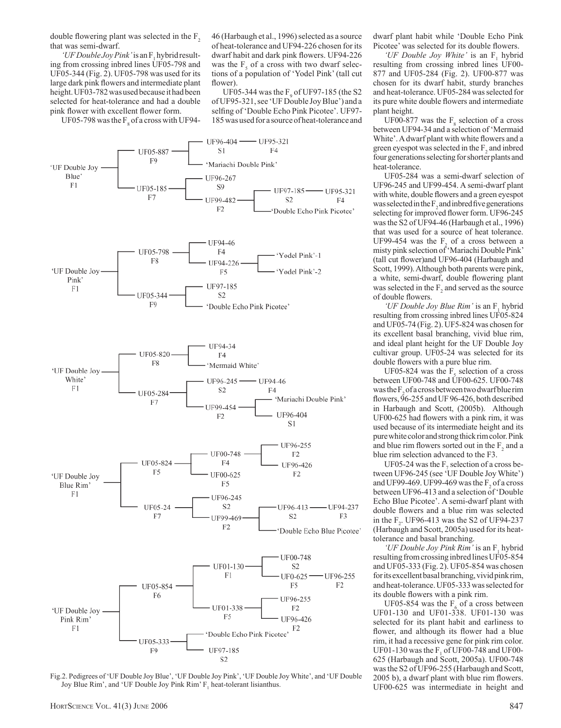double flowering plant was selected in the $F_2$ that was semi-dwarf.

*'UF Double Joy Pink'* is an $F_1$ hybrid resulting from crossing inbred lines UF05-798 and UF05-344 (Fig. 2). UF05-798 was used for its large dark pink flowers and intermediate plant height. UF03-782 was used because it had been selected for heat-tolerance and had a double pink flower with excellent flower form.

UF05-798 was the $F_8$ of a cross with UF94-46 (Harbaugh et al., 1996) selected as a source of heat-tolerance and UF94-226 chosen for its dwarf habit and dark pink flowers. UF94-226 was the $F_5$ of a cross with two dwarf selections of a population of 'Yodel Pink' (tall cut flower).

UF05-344 was the $F_9$ of UF97-185 (the S2 of UF95-321, see 'UF Double Joy Blue') and a selfing of 'Double Echo Pink Picotee'. UF97-185 was used for a source of heat-tolerance and dwarf plant habit while 'Double Echo Pink Picotee' was selected for its double flowers.

*'UF Double Joy White'* is an $F_1$ hybrid resulting from crossing inbred lines UF00-877 and UF05-284 (Fig. 2). UF00-877 was chosen for its dwarf habit, sturdy branches and heat-tolerance. UF05-284 was selected for its pure white double flowers and intermediate plant height.

UF00-877 was the $F_8$ selection of a cross between UF94-34 and a selection of 'Mermaid White'. A dwarf plant with white flowers and a green eyespot was selected in the $F_2$ and inbred four generations selecting for shorter plants and heat-tolerance.

UF05-284 was a semi-dwarf selection of UF96-245 and UF99-454. A semi-dwarf plant with white, double flowers and a green eyespot was selected in the $F_2$ and inbred five generations selecting for improved flower form. UF96-245 was the S2 of UF94-46 (Harbaugh et al., 1996) that was used for a source of heat tolerance. UF99-454 was the $F_2$ of a cross between a misty pink selection of 'Mariachi Double Pink' (tall cut flower)and UF96-404 (Harbaugh and Scott, 1999). Although both parents were pink, a white, semi-dwarf, double flowering plant was selected in the $F_2$ and served as the source of double flowers.

*'UF Double Joy Blue Rim'* is an $F_1$ hybrid resulting from crossing inbred lines UF05-824 and UF05-74 (Fig. 2). UF5-824 was chosen for its excellent basal branching, vivid blue rim, and ideal plant height for the UF Double Joy cultivar group. UF05-24 was selected for its double flowers with a pure blue rim.

UF05-824 was the $F_5$ selection of a cross between UF00-748 and UF00-625. UF00-748 was the $F_2$ of a cross between two dwarf blue rim flowers, 96-255 and UF 96-426, both described in Harbaugh and Scott, (2005b). Although UF00-625 had flowers with a pink rim, it was used because of its intermediate height and its pure white color and strong thick rim color. Pink and blue rim flowers sorted out in the $F_2$ and a blue rim selection advanced to the F3.

UF05-24 was the $F_7$ selection of a cross between UF96-245 (see 'UF Double Joy White') and UF99-469. UF99-469 was the $F_2$ of a cross between UF96-413 and a selection of 'Double Echo Blue Picotee'. A semi-dwarf plant with double flowers and a blue rim was selected in the $F_2$. UF96-413 was the S2 of UF94-237 (Harbaugh and Scott, 2005a) used for its heat-tolerance and basal branching.

*'UF Double Joy Pink Rim'* is an $F_1$ hybrid resulting from crossing inbred lines UF05-854 and UF05-333 (Fig. 2). UF05-854 was chosen for its excellent basal branching, vivid pink rim, and heat-tolerance. UF05-333 was selected for its double flowers with a pink rim.

UF05-854 was the $F_6$ of a cross between UF01-130 and UF01-338. UF01-130 was selected for its plant habit and earliness to flower, and although its flower had a blue rim, it had a recessive gene for pink rim color. UF01-130 was the $F_1$ of UF00-748 and UF00-625 (Harbaugh and Scott, 2005a). UF00-748 was the S2 of UF96-255 (Harbaugh and Scott, 2005 b), a dwarf plant with blue rim flowers. UF00-625 was intermediate in height and

'UF Double Joy Blue' F1
UF05-887 F9
UF96-404 S1
UF95-321 F4
'Mariachi Double Pink'
UF05-185 F7
UF96-267 S9
UF99-482 F2
UF97-185 S2
UF95-321 F4
'Double Echo Pink Picotee'

'UF Double Joy Pink' F1
UF05-798 F8
UF94-46 F4
UF94-226 F5
'Yodel Pink'-1
'Yodel Pink'-2
UF05-344 F9
UF97-185 S2
'Double Echo Pink Picotee'

'UF Double Joy White' F1
UF05-820 F8
UF94-34 F4
'Mermaid White'
UF05-284 F7
UF96-245 S2
UF94-46 F4
UF99-454 F2
'Mariachi Double Pink'
UF96-404 S1

'UF Double Joy Blue Rim' F1
UF05-824 F5
UF00-748 F4
UF96-255 F2
UF96-426 F2
UF00-625 F5
UF05-24 F7
UF96-245 S2
UF99-469 F2
UF96-413 S2
UF94-237 F3
'Double Echo Blue Picotee'

'UF Double Joy Pink Rim' F1
UF05-854 F6
UF01-130 F1
UF00-748 S2
UF0-625 F5
UF96-255 F2
UF01-338 F5
UF96-255 F2
UF96-426 F2
UF05-333 F9
'Double Echo Pink Picotee'
UF97-185 S2

Fig.2. Pedigrees of 'UF Double Joy Blue', 'UF Double Joy Pink', 'UF Double Joy White', and 'UF Double Joy Blue Rim', and 'UF Double Joy Pink Rim' $F_1$ heat-tolerant lisianthus.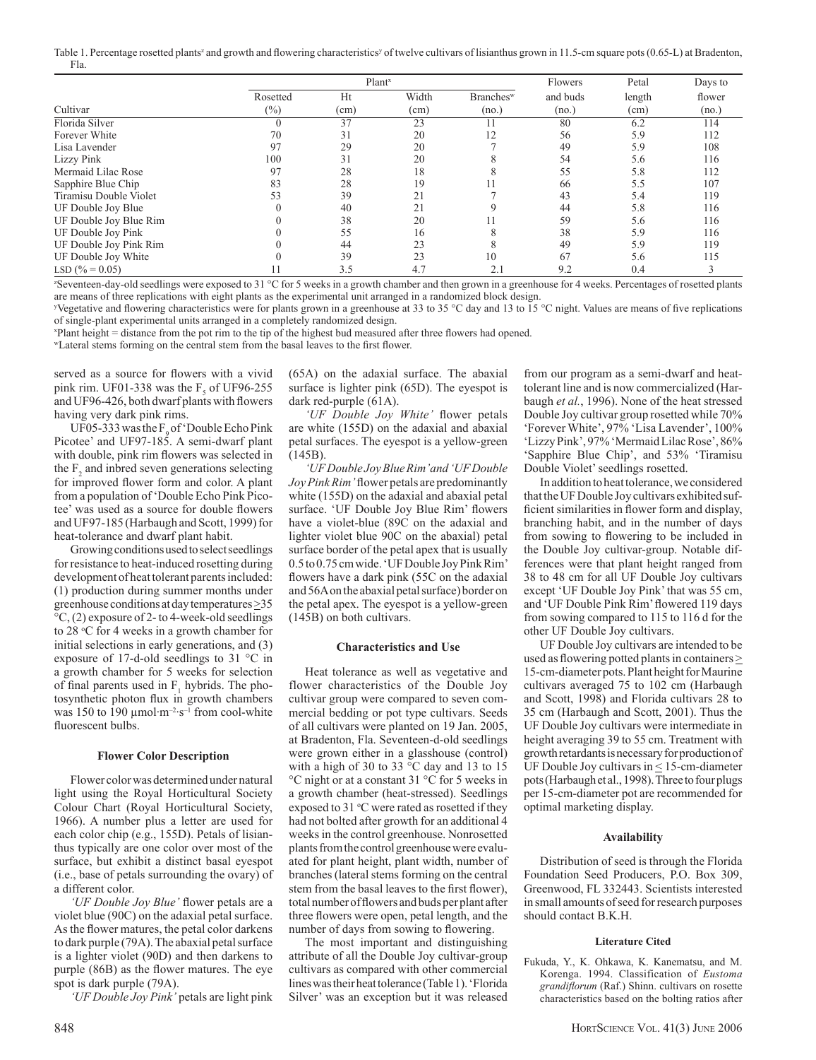Table 1. Percentage rosetted plants[z] and growth and flowering characteristics[y] of twelve cultivars of lisianthus grown in 11.5-cm square pots (0.65-L) at Bradenton, Fla.

| | Plant[x] | | | | Flowers | Petal | Days to |
|---|---|---|---|---|---|---|---|
| | Rosetted | Ht | Width | Branches[w] | and buds | length | flower |
| Cultivar | (%) | (cm) | (cm) | (no.) | (no.) | (cm) | (no.) |
| Florida Silver | 0 | 37 | 23 | 11 | 80 | 6.2 | 114 |
| Forever White | 70 | 31 | 20 | 12 | 56 | 5.9 | 112 |
| Lisa Lavender | 97 | 29 | 20 | 7 | 49 | 5.9 | 108 |
| Lizzy Pink | 100 | 31 | 20 | 8 | 54 | 5.6 | 116 |
| Mermaid Lilac Rose | 97 | 28 | 18 | 8 | 55 | 5.8 | 112 |
| Sapphire Blue Chip | 83 | 28 | 19 | 11 | 66 | 5.5 | 107 |
| Tiramisu Double Violet | 53 | 39 | 21 | 7 | 43 | 5.4 | 119 |
| UF Double Joy Blue | 0 | 40 | 21 | 9 | 44 | 5.8 | 116 |
| UF Double Joy Blue Rim | 0 | 38 | 20 | 11 | 59 | 5.6 | 116 |
| UF Double Joy Pink | 0 | 55 | 16 | 8 | 38 | 5.9 | 116 |
| UF Double Joy Pink Rim | 0 | 44 | 23 | 8 | 49 | 5.9 | 119 |
| UF Double Joy White | 0 | 39 | 23 | 10 | 67 | 5.6 | 115 |
| LSD (% = 0.05) | 11 | 3.5 | 4.7 | 2.1 | 9.2 | 0.4 | 3 |

[z]Seventeen-day-old seedlings were exposed to 31 °C for 5 weeks in a growth chamber and then grown in a greenhouse for 4 weeks. Percentages of rosetted plants are means of three replications with eight plants as the experimental unit arranged in a randomized block design.

[y]Vegetative and flowering characteristics were for plants grown in a greenhouse at 33 to 35 °C day and 13 to 15 °C night. Values are means of five replications of single-plant experimental units arranged in a completely randomized design.

[x]Plant height = distance from the pot rim to the tip of the highest bud measured after three flowers had opened.

[w]Lateral stems forming on the central stem from the basal leaves to the first flower.

served as a source for flowers with a vivid pink rim. UF01-338 was the $F_5$ of UF96-255 and UF96-426, both dwarf plants with flowers having very dark pink rims.

UF05-333 was the $F_9$ of 'Double Echo Pink Picotee' and UF97-185. A semi-dwarf plant with double, pink rim flowers was selected in the $F_2$ and inbred seven generations selecting for improved flower form and color. A plant from a population of 'Double Echo Pink Picotee' was used as a source for double flowers and UF97-185 (Harbaugh and Scott, 1999) for heat-tolerance and dwarf plant habit.

Growing conditions used to select seedlings for resistance to heat-induced rosetting during development of heat tolerant parents included: (1) production during summer months under greenhouse conditions at day temperatures ≥35 °C, (2) exposure of 2- to 4-week-old seedlings to 28 °C for 4 weeks in a growth chamber for initial selections in early generations, and (3) exposure of 17-d-old seedlings to 31 °C in a growth chamber for 5 weeks for selection of final parents used in $F_1$ hybrids. The photosynthetic photon flux in growth chambers was 150 to 190 μmol·m$^{-2}$·s$^{-1}$ from cool-white fluorescent bulbs.

### Flower Color Description

Flower color was determined under natural light using the Royal Horticultural Society Colour Chart (Royal Horticultural Society, 1966). A number plus a letter are used for each color chip (e.g., 155D). Petals of lisianthus typically are one color over most of the surface, but exhibit a distinct basal eyespot (i.e., base of petals surrounding the ovary) of a different color.

*'UF Double Joy Blue'* flower petals are a violet blue (90C) on the adaxial petal surface. As the flower matures, the petal color darkens to dark purple (79A). The abaxial petal surface is a lighter violet (90D) and then darkens to purple (86B) as the flower matures. The eye spot is dark purple (79A).

*'UF Double Joy Pink'* petals are light pink (65A) on the adaxial surface. The abaxial surface is lighter pink (65D). The eyespot is dark red-purple (61A).

*'UF Double Joy White'* flower petals are white (155D) on the adaxial and abaxial petal surfaces. The eyespot is a yellow-green (145B).

*'UF Double Joy Blue Rim' and 'UF Double Joy Pink Rim'* flower petals are predominantly white (155D) on the adaxial and abaxial petal surface. 'UF Double Joy Blue Rim' flowers have a violet-blue (89C on the adaxial and lighter violet blue 90C on the abaxial) petal surface border of the petal apex that is usually 0.5 to 0.75 cm wide. 'UF Double Joy Pink Rim' flowers have a dark pink (55C on the adaxial and 56A on the abaxial petal surface) border on the petal apex. The eyespot is a yellow-green (145B) on both cultivars.

### Characteristics and Use

Heat tolerance as well as vegetative and flower characteristics of the Double Joy cultivar group were compared to seven commercial bedding or pot type cultivars. Seeds of all cultivars were planted on 19 Jan. 2005, at Bradenton, Fla. Seventeen-d-old seedlings were grown either in a glasshouse (control) with a high of 30 to 33 °C day and 13 to 15 °C night or at a constant 31 °C for 5 weeks in a growth chamber (heat-stressed). Seedlings exposed to 31 °C were rated as rosetted if they had not bolted after growth for an additional 4 weeks in the control greenhouse. Nonrosetted plants from the control greenhouse were evaluated for plant height, plant width, number of branches (lateral stems forming on the central stem from the basal leaves to the first flower), total number of flowers and buds per plant after three flowers were open, petal length, and the number of days from sowing to flowering.

The most important and distinguishing attribute of all the Double Joy cultivar-group cultivars as compared with other commercial lines was their heat tolerance (Table 1). 'Florida Silver' was an exception but it was released from our program as a semi-dwarf and heat-tolerant line and is now commercialized (Harbaugh *et al.*, 1996). None of the heat stressed Double Joy cultivar group rosetted while 70% 'Forever White', 97% 'Lisa Lavender', 100% 'Lizzy Pink', 97% 'Mermaid Lilac Rose', 86% 'Sapphire Blue Chip', and 53% 'Tiramisu Double Violet' seedlings rosetted.

In addition to heat tolerance, we considered that the UF Double Joy cultivars exhibited sufficient similarities in flower form and display, branching habit, and in the number of days from sowing to flowering to be included in the Double Joy cultivar-group. Notable differences were that plant height ranged from 38 to 48 cm for all UF Double Joy cultivars except 'UF Double Joy Pink' that was 55 cm, and 'UF Double Pink Rim' flowered 119 days from sowing compared to 115 to 116 d for the other UF Double Joy cultivars.

UF Double Joy cultivars are intended to be used as flowering potted plants in containers ≥ 15-cm-diameter pots. Plant height for Maurine cultivars averaged 75 to 102 cm (Harbaugh and Scott, 1998) and Florida cultivars 28 to 35 cm (Harbaugh and Scott, 2001). Thus the UF Double Joy cultivars were intermediate in height averaging 39 to 55 cm. Treatment with growth retardants is necessary for production of UF Double Joy cultivars in ≤ 15-cm-diameter pots (Harbaugh et al., 1998). Three to four plugs per 15-cm-diameter pot are recommended for optimal marketing display.

### Availability

Distribution of seed is through the Florida Foundation Seed Producers, P.O. Box 309, Greenwood, FL 332443. Scientists interested in small amounts of seed for research purposes should contact B.K.H.

### Literature Cited

Fukuda, Y., K. Ohkawa, K. Kanematsu, and M. Korenga. 1994. Classification of *Eustoma grandiflorum* (Raf.) Shinn. cultivars on rosette characteristics based on the bolting ratios after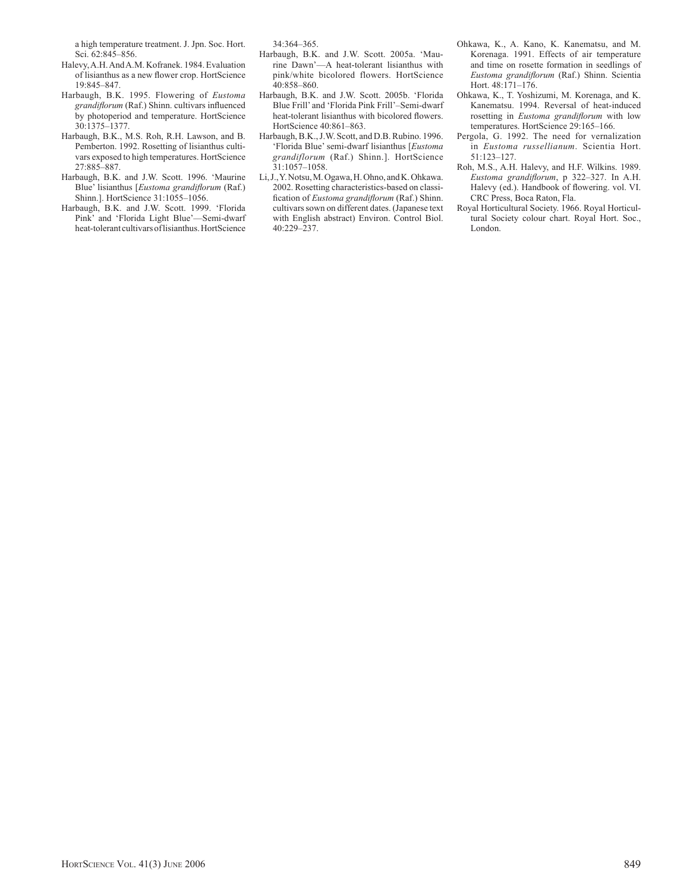a high temperature treatment. J. Jpn. Soc. Hort. Sci. 62:845–856.

Halevy, A.H. And A.M. Kofranek. 1984. Evaluation of lisianthus as a new flower crop. HortScience 19:845–847.

Harbaugh, B.K. 1995. Flowering of *Eustoma grandiflorum* (Raf.) Shinn. cultivars influenced by photoperiod and temperature. HortScience 30:1375–1377.

Harbaugh, B.K., M.S. Roh, R.H. Lawson, and B. Pemberton. 1992. Rosetting of lisianthus cultivars exposed to high temperatures. HortScience 27:885–887.

Harbaugh, B.K. and J.W. Scott. 1996. 'Maurine Blue' lisianthus [*Eustoma grandiflorum* (Raf.) Shinn.]. HortScience 31:1055–1056.

Harbaugh, B.K. and J.W. Scott. 1999. 'Florida Pink' and 'Florida Light Blue'—Semi-dwarf heat-tolerant cultivars of lisianthus. HortScience 34:364–365.

Harbaugh, B.K. and J.W. Scott. 2005a. 'Maurine Dawn'—A heat-tolerant lisianthus with pink/white bicolored flowers. HortScience 40:858–860.

Harbaugh, B.K. and J.W. Scott. 2005b. 'Florida Blue Frill' and 'Florida Pink Frill'–Semi-dwarf heat-tolerant lisianthus with bicolored flowers. HortScience 40:861–863.

Harbaugh, B.K., J.W. Scott, and D.B. Rubino. 1996. 'Florida Blue' semi-dwarf lisianthus [*Eustoma grandiflorum* (Raf.) Shinn.]. HortScience 31:1057–1058.

Li, J., Y. Notsu, M. Ogawa, H. Ohno, and K. Ohkawa. 2002. Rosetting characteristics-based on classification of *Eustoma grandiflorum* (Raf.) Shinn. cultivars sown on different dates. (Japanese text with English abstract) Environ. Control Biol. 40:229–237.

Ohkawa, K., A. Kano, K. Kanematsu, and M. Korenaga. 1991. Effects of air temperature and time on rosette formation in seedlings of *Eustoma grandiflorum* (Raf.) Shinn. Scientia Hort. 48:171–176.

Ohkawa, K., T. Yoshizumi, M. Korenaga, and K. Kanematsu. 1994. Reversal of heat-induced rosetting in *Eustoma grandiflorum* with low temperatures. HortScience 29:165–166.

Pergola, G. 1992. The need for vernalization in *Eustoma russellianum*. Scientia Hort. 51:123–127.

Roh, M.S., A.H. Halevy, and H.F. Wilkins. 1989. *Eustoma grandiflorum*, p 322–327. In A.H. Halevy (ed.). Handbook of flowering. vol. VI. CRC Press, Boca Raton, Fla.

Royal Horticultural Society. 1966. Royal Horticultural Society colour chart. Royal Hort. Soc., London.